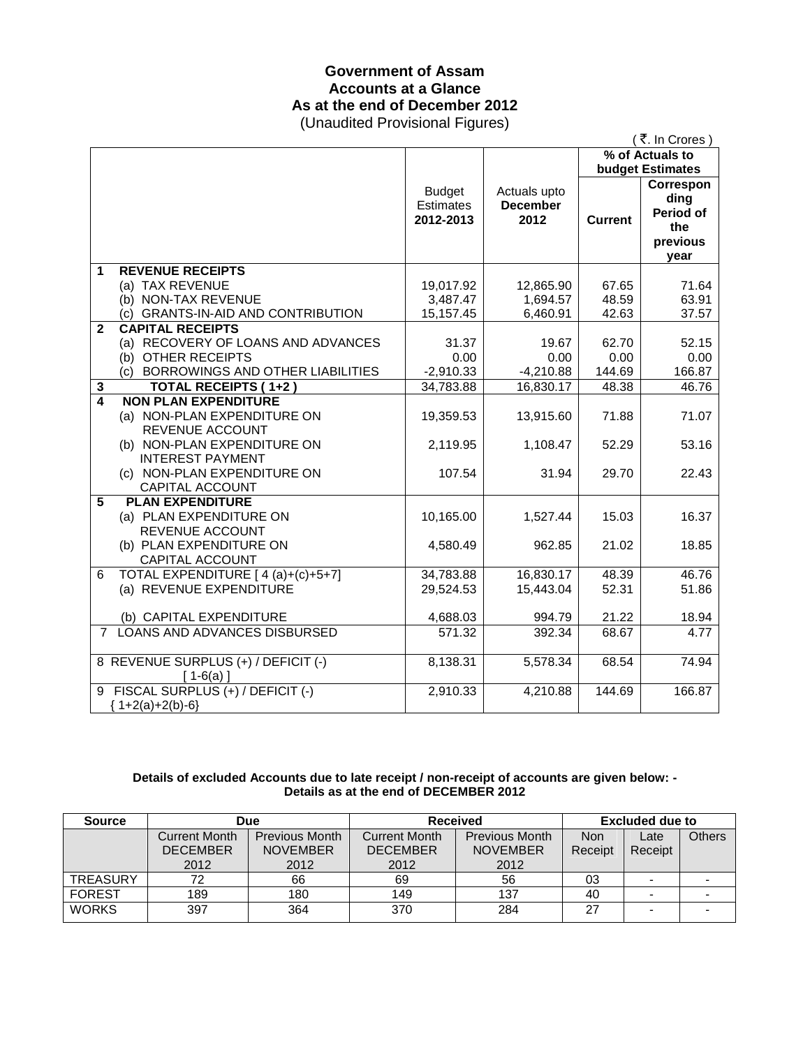# Government of Assam
## Accounts at a Glance
## As at the end of December 2012
(Unaudited Provisional Figures)

( ₹. In Crores )

| | Budget Estimates 2012-2013 | Actuals upto December 2012 | % of Actuals to budget Estimates | |
|---|---|---|---|---|
| | | | Current | Corresponding Period of the previous year |
| **1 REVENUE RECEIPTS** | | | | |
| (a) TAX REVENUE | 19,017.92 | 12,865.90 | 67.65 | 71.64 |
| (b) NON-TAX REVENUE | 3,487.47 | 1,694.57 | 48.59 | 63.91 |
| (c) GRANTS-IN-AID AND CONTRIBUTION | 15,157.45 | 6,460.91 | 42.63 | 37.57 |
| **2 CAPITAL RECEIPTS** | | | | |
| (a) RECOVERY OF LOANS AND ADVANCES | 31.37 | 19.67 | 62.70 | 52.15 |
| (b) OTHER RECEIPTS | 0.00 | 0.00 | 0.00 | 0.00 |
| (c) BORROWINGS AND OTHER LIABILITIES | -2,910.33 | -4,210.88 | 144.69 | 166.87 |
| **3 TOTAL RECEIPTS ( 1+2 )** | 34,783.88 | 16,830.17 | 48.38 | 46.76 |
| **4 NON PLAN EXPENDITURE** | | | | |
| (a) NON-PLAN EXPENDITURE ON REVENUE ACCOUNT | 19,359.53 | 13,915.60 | 71.88 | 71.07 |
| (b) NON-PLAN EXPENDITURE ON INTEREST PAYMENT | 2,119.95 | 1,108.47 | 52.29 | 53.16 |
| (c) NON-PLAN EXPENDITURE ON CAPITAL ACCOUNT | 107.54 | 31.94 | 29.70 | 22.43 |
| **5 PLAN EXPENDITURE** | | | | |
| (a) PLAN EXPENDITURE ON REVENUE ACCOUNT | 10,165.00 | 1,527.44 | 15.03 | 16.37 |
| (b) PLAN EXPENDITURE ON CAPITAL ACCOUNT | 4,580.49 | 962.85 | 21.02 | 18.85 |
| 6 TOTAL EXPENDITURE [ 4 (a)+(c)+5+7] | 34,783.88 | 16,830.17 | 48.39 | 46.76 |
| (a) REVENUE EXPENDITURE | 29,524.53 | 15,443.04 | 52.31 | 51.86 |
| (b) CAPITAL EXPENDITURE | 4,688.03 | 994.79 | 21.22 | 18.94 |
| 7 LOANS AND ADVANCES DISBURSED | 571.32 | 392.34 | 68.67 | 4.77 |
| 8 REVENUE SURPLUS (+) / DEFICIT (-) [ 1-6(a) ] | 8,138.31 | 5,578.34 | 68.54 | 74.94 |
| 9 FISCAL SURPLUS (+) / DEFICIT (-) { 1+2(a)+2(b)-6} | 2,910.33 | 4,210.88 | 144.69 | 166.87 |

**Details of excluded Accounts due to late receipt / non-receipt of accounts are given below: -**
**Details as at the end of DECEMBER 2012**

| Source | Due | | Received | | Excluded due to | | |
|---|---|---|---|---|---|---|---|
| | Current Month DECEMBER 2012 | Previous Month NOVEMBER 2012 | Current Month DECEMBER 2012 | Previous Month NOVEMBER 2012 | Non Receipt | Late Receipt | Others |
| TREASURY | 72 | 66 | 69 | 56 | 03 | - | - |
| FOREST | 189 | 180 | 149 | 137 | 40 | - | - |
| WORKS | 397 | 364 | 370 | 284 | 27 | - | - |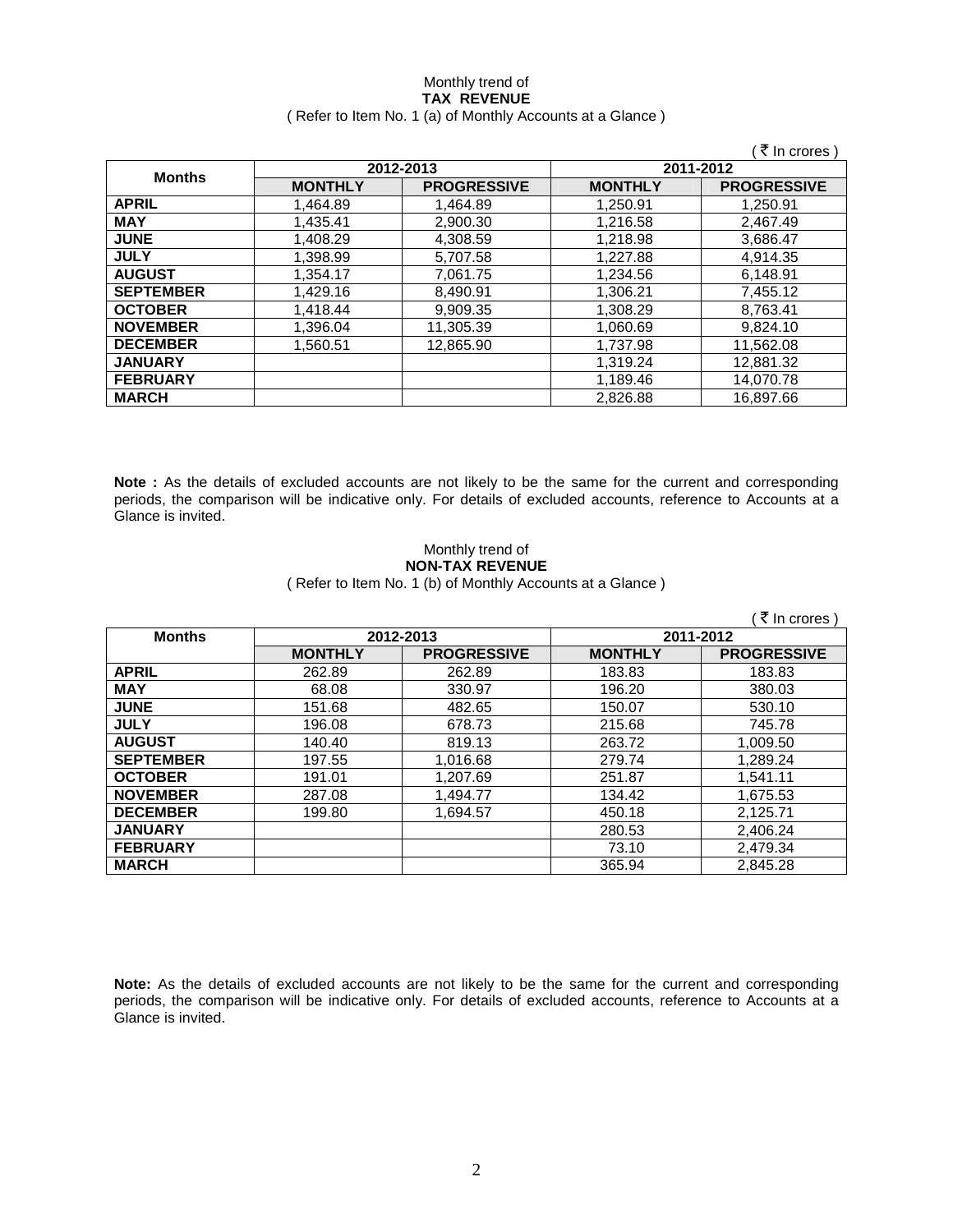Monthly trend of

**TAX REVENUE**

( Refer to Item No. 1 (a) of Monthly Accounts at a Glance )

( ₹ In crores )

| Months | 2012-2013 | | 2011-2012 | |
|---|---|---|---|---|
| | MONTHLY | PROGRESSIVE | MONTHLY | PROGRESSIVE |
| APRIL | 1,464.89 | 1,464.89 | 1,250.91 | 1,250.91 |
| MAY | 1,435.41 | 2,900.30 | 1,216.58 | 2,467.49 |
| JUNE | 1,408.29 | 4,308.59 | 1,218.98 | 3,686.47 |
| JULY | 1,398.99 | 5,707.58 | 1,227.88 | 4,914.35 |
| AUGUST | 1,354.17 | 7,061.75 | 1,234.56 | 6,148.91 |
| SEPTEMBER | 1,429.16 | 8,490.91 | 1,306.21 | 7,455.12 |
| OCTOBER | 1,418.44 | 9,909.35 | 1,308.29 | 8,763.41 |
| NOVEMBER | 1,396.04 | 11,305.39 | 1,060.69 | 9,824.10 |
| DECEMBER | 1,560.51 | 12,865.90 | 1,737.98 | 11,562.08 |
| JANUARY | | | 1,319.24 | 12,881.32 |
| FEBRUARY | | | 1,189.46 | 14,070.78 |
| MARCH | | | 2,826.88 | 16,897.66 |

**Note :** As the details of excluded accounts are not likely to be the same for the current and corresponding periods, the comparison will be indicative only. For details of excluded accounts, reference to Accounts at a Glance is invited.

Monthly trend of

**NON-TAX REVENUE**

( Refer to Item No. 1 (b) of Monthly Accounts at a Glance )

( ₹ In crores )

| Months | 2012-2013 | | 2011-2012 | |
|---|---|---|---|---|
| | MONTHLY | PROGRESSIVE | MONTHLY | PROGRESSIVE |
| APRIL | 262.89 | 262.89 | 183.83 | 183.83 |
| MAY | 68.08 | 330.97 | 196.20 | 380.03 |
| JUNE | 151.68 | 482.65 | 150.07 | 530.10 |
| JULY | 196.08 | 678.73 | 215.68 | 745.78 |
| AUGUST | 140.40 | 819.13 | 263.72 | 1,009.50 |
| SEPTEMBER | 197.55 | 1,016.68 | 279.74 | 1,289.24 |
| OCTOBER | 191.01 | 1,207.69 | 251.87 | 1,541.11 |
| NOVEMBER | 287.08 | 1,494.77 | 134.42 | 1,675.53 |
| DECEMBER | 199.80 | 1,694.57 | 450.18 | 2,125.71 |
| JANUARY | | | 280.53 | 2,406.24 |
| FEBRUARY | | | 73.10 | 2,479.34 |
| MARCH | | | 365.94 | 2,845.28 |

**Note:** As the details of excluded accounts are not likely to be the same for the current and corresponding periods, the comparison will be indicative only. For details of excluded accounts, reference to Accounts at a Glance is invited.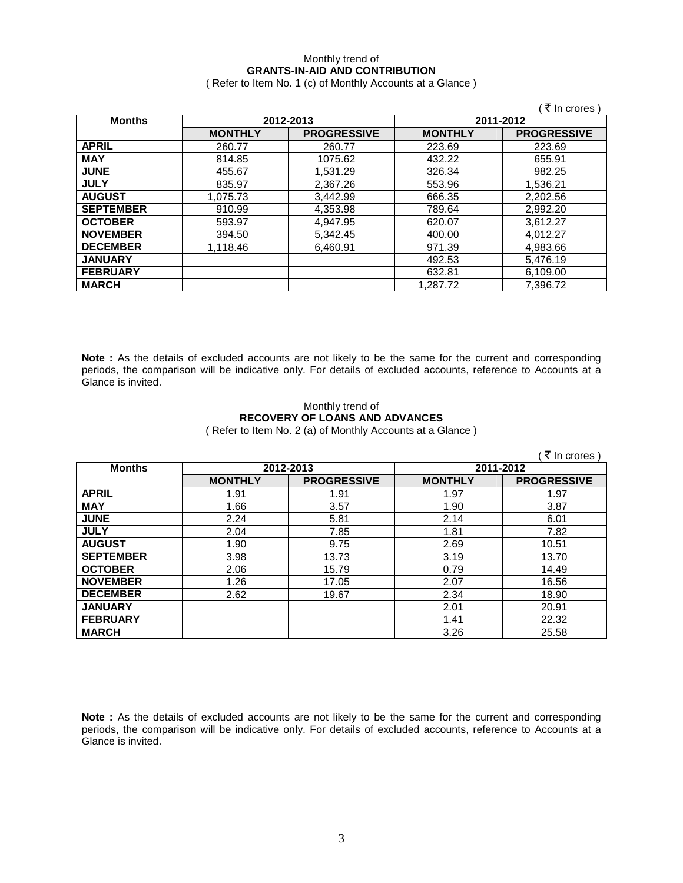Monthly trend of

**GRANTS-IN-AID AND CONTRIBUTION**

( Refer to Item No. 1 (c) of Monthly Accounts at a Glance )

( ₹ In crores )

| Months | 2012-2013 | | 2011-2012 | |
|---|---|---|---|---|
| | MONTHLY | PROGRESSIVE | MONTHLY | PROGRESSIVE |
| APRIL | 260.77 | 260.77 | 223.69 | 223.69 |
| MAY | 814.85 | 1075.62 | 432.22 | 655.91 |
| JUNE | 455.67 | 1,531.29 | 326.34 | 982.25 |
| JULY | 835.97 | 2,367.26 | 553.96 | 1,536.21 |
| AUGUST | 1,075.73 | 3,442.99 | 666.35 | 2,202.56 |
| SEPTEMBER | 910.99 | 4,353.98 | 789.64 | 2,992.20 |
| OCTOBER | 593.97 | 4,947.95 | 620.07 | 3,612.27 |
| NOVEMBER | 394.50 | 5,342.45 | 400.00 | 4,012.27 |
| DECEMBER | 1,118.46 | 6,460.91 | 971.39 | 4,983.66 |
| JANUARY | | | 492.53 | 5,476.19 |
| FEBRUARY | | | 632.81 | 6,109.00 |
| MARCH | | | 1,287.72 | 7,396.72 |

**Note :** As the details of excluded accounts are not likely to be the same for the current and corresponding periods, the comparison will be indicative only. For details of excluded accounts, reference to Accounts at a Glance is invited.

Monthly trend of

**RECOVERY OF LOANS AND ADVANCES**

( Refer to Item No. 2 (a) of Monthly Accounts at a Glance )

( ₹ In crores )

| Months | 2012-2013 | | 2011-2012 | |
|---|---|---|---|---|
| | MONTHLY | PROGRESSIVE | MONTHLY | PROGRESSIVE |
| APRIL | 1.91 | 1.91 | 1.97 | 1.97 |
| MAY | 1.66 | 3.57 | 1.90 | 3.87 |
| JUNE | 2.24 | 5.81 | 2.14 | 6.01 |
| JULY | 2.04 | 7.85 | 1.81 | 7.82 |
| AUGUST | 1.90 | 9.75 | 2.69 | 10.51 |
| SEPTEMBER | 3.98 | 13.73 | 3.19 | 13.70 |
| OCTOBER | 2.06 | 15.79 | 0.79 | 14.49 |
| NOVEMBER | 1.26 | 17.05 | 2.07 | 16.56 |
| DECEMBER | 2.62 | 19.67 | 2.34 | 18.90 |
| JANUARY | | | 2.01 | 20.91 |
| FEBRUARY | | | 1.41 | 22.32 |
| MARCH | | | 3.26 | 25.58 |

**Note :** As the details of excluded accounts are not likely to be the same for the current and corresponding periods, the comparison will be indicative only. For details of excluded accounts, reference to Accounts at a Glance is invited.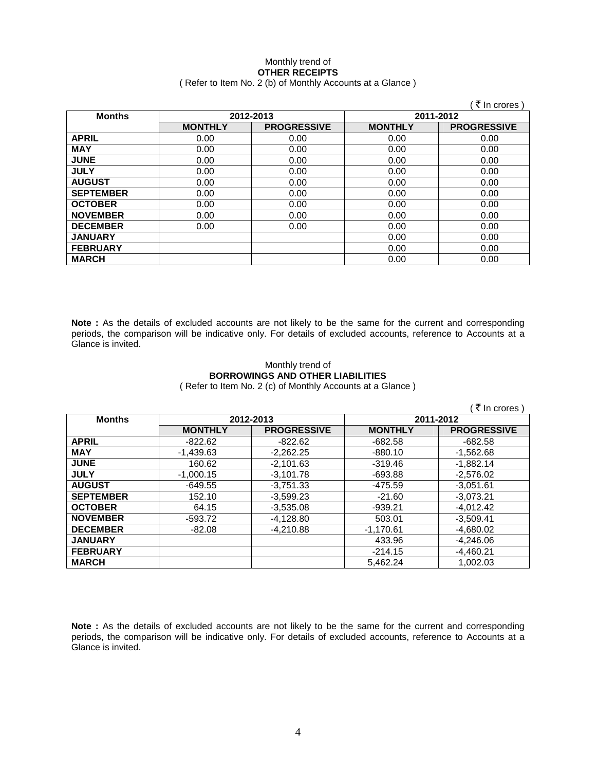Monthly trend of
**OTHER RECEIPTS**
( Refer to Item No. 2 (b) of Monthly Accounts at a Glance )

( ₹ In crores )

| Months | 2012-2013 | | 2011-2012 | |
|---|---|---|---|---|
| | MONTHLY | PROGRESSIVE | MONTHLY | PROGRESSIVE |
| APRIL | 0.00 | 0.00 | 0.00 | 0.00 |
| MAY | 0.00 | 0.00 | 0.00 | 0.00 |
| JUNE | 0.00 | 0.00 | 0.00 | 0.00 |
| JULY | 0.00 | 0.00 | 0.00 | 0.00 |
| AUGUST | 0.00 | 0.00 | 0.00 | 0.00 |
| SEPTEMBER | 0.00 | 0.00 | 0.00 | 0.00 |
| OCTOBER | 0.00 | 0.00 | 0.00 | 0.00 |
| NOVEMBER | 0.00 | 0.00 | 0.00 | 0.00 |
| DECEMBER | 0.00 | 0.00 | 0.00 | 0.00 |
| JANUARY | | | 0.00 | 0.00 |
| FEBRUARY | | | 0.00 | 0.00 |
| MARCH | | | 0.00 | 0.00 |

**Note :** As the details of excluded accounts are not likely to be the same for the current and corresponding periods, the comparison will be indicative only. For details of excluded accounts, reference to Accounts at a Glance is invited.

Monthly trend of
**BORROWINGS AND OTHER LIABILITIES**
( Refer to Item No. 2 (c) of Monthly Accounts at a Glance )

( ₹ In crores )

| Months | 2012-2013 | | 2011-2012 | |
|---|---|---|---|---|
| | MONTHLY | PROGRESSIVE | MONTHLY | PROGRESSIVE |
| APRIL | -822.62 | -822.62 | -682.58 | -682.58 |
| MAY | -1,439.63 | -2,262.25 | -880.10 | -1,562.68 |
| JUNE | 160.62 | -2,101.63 | -319.46 | -1,882.14 |
| JULY | -1,000.15 | -3,101.78 | -693.88 | -2,576.02 |
| AUGUST | -649.55 | -3,751.33 | -475.59 | -3,051.61 |
| SEPTEMBER | 152.10 | -3,599.23 | -21.60 | -3,073.21 |
| OCTOBER | 64.15 | -3,535.08 | -939.21 | -4,012.42 |
| NOVEMBER | -593.72 | -4,128.80 | 503.01 | -3,509.41 |
| DECEMBER | -82.08 | -4,210.88 | -1,170.61 | -4,680.02 |
| JANUARY | | | 433.96 | -4,246.06 |
| FEBRUARY | | | -214.15 | -4,460.21 |
| MARCH | | | 5,462.24 | 1,002.03 |

**Note :** As the details of excluded accounts are not likely to be the same for the current and corresponding periods, the comparison will be indicative only. For details of excluded accounts, reference to Accounts at a Glance is invited.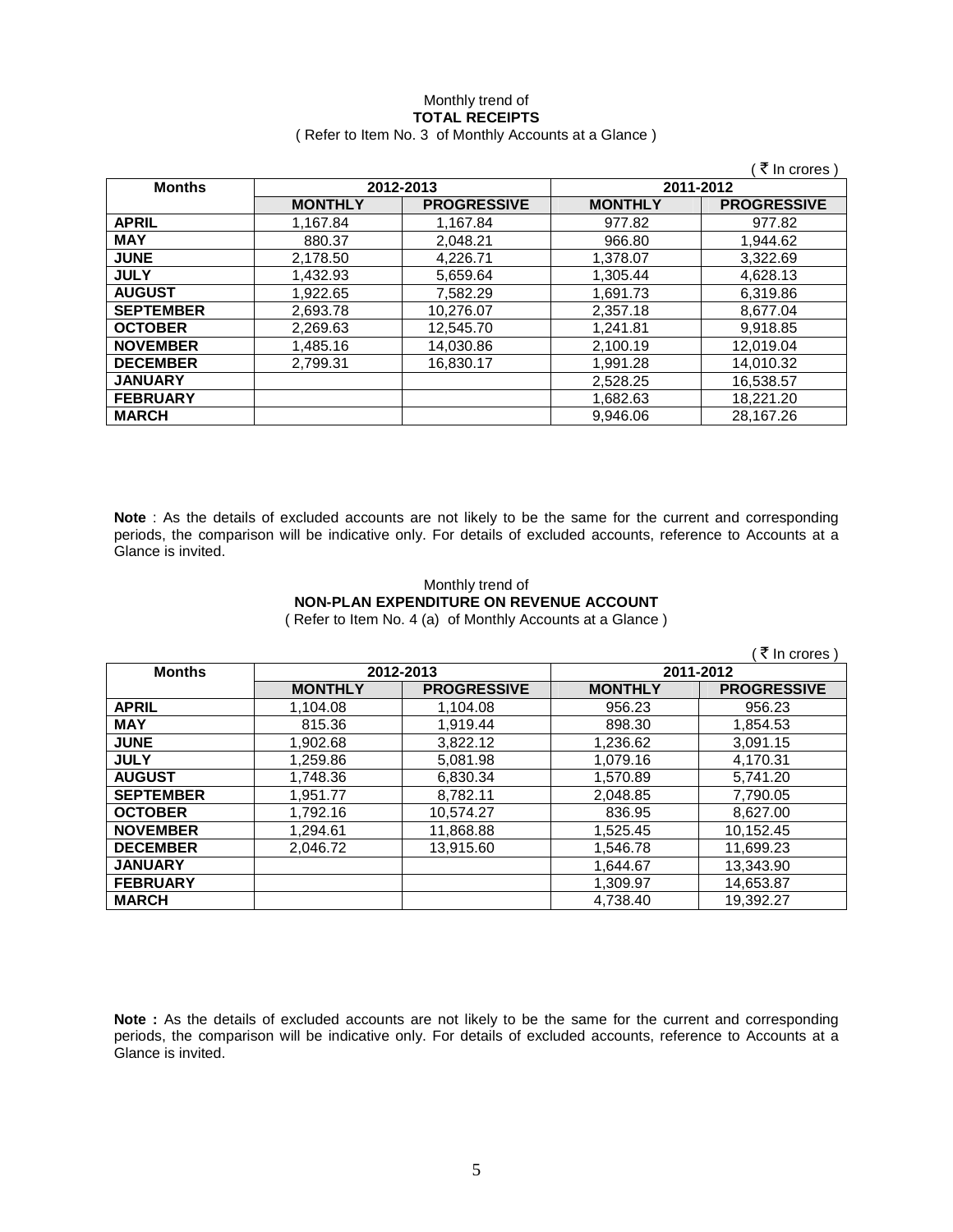Monthly trend of

**TOTAL RECEIPTS**

( Refer to Item No. 3 of Monthly Accounts at a Glance )

( ₹ In crores )

| Months | 2012-2013 | | 2011-2012 | |
|---|---|---|---|---|
| | MONTHLY | PROGRESSIVE | MONTHLY | PROGRESSIVE |
| APRIL | 1,167.84 | 1,167.84 | 977.82 | 977.82 |
| MAY | 880.37 | 2,048.21 | 966.80 | 1,944.62 |
| JUNE | 2,178.50 | 4,226.71 | 1,378.07 | 3,322.69 |
| JULY | 1,432.93 | 5,659.64 | 1,305.44 | 4,628.13 |
| AUGUST | 1,922.65 | 7,582.29 | 1,691.73 | 6,319.86 |
| SEPTEMBER | 2,693.78 | 10,276.07 | 2,357.18 | 8,677.04 |
| OCTOBER | 2,269.63 | 12,545.70 | 1,241.81 | 9,918.85 |
| NOVEMBER | 1,485.16 | 14,030.86 | 2,100.19 | 12,019.04 |
| DECEMBER | 2,799.31 | 16,830.17 | 1,991.28 | 14,010.32 |
| JANUARY | | | 2,528.25 | 16,538.57 |
| FEBRUARY | | | 1,682.63 | 18,221.20 |
| MARCH | | | 9,946.06 | 28,167.26 |

**Note** : As the details of excluded accounts are not likely to be the same for the current and corresponding periods, the comparison will be indicative only. For details of excluded accounts, reference to Accounts at a Glance is invited.

Monthly trend of

**NON-PLAN EXPENDITURE ON REVENUE ACCOUNT**

( Refer to Item No. 4 (a) of Monthly Accounts at a Glance )

( ₹ In crores )

| Months | 2012-2013 | | 2011-2012 | |
|---|---|---|---|---|
| | MONTHLY | PROGRESSIVE | MONTHLY | PROGRESSIVE |
| APRIL | 1,104.08 | 1,104.08 | 956.23 | 956.23 |
| MAY | 815.36 | 1,919.44 | 898.30 | 1,854.53 |
| JUNE | 1,902.68 | 3,822.12 | 1,236.62 | 3,091.15 |
| JULY | 1,259.86 | 5,081.98 | 1,079.16 | 4,170.31 |
| AUGUST | 1,748.36 | 6,830.34 | 1,570.89 | 5,741.20 |
| SEPTEMBER | 1,951.77 | 8,782.11 | 2,048.85 | 7,790.05 |
| OCTOBER | 1,792.16 | 10,574.27 | 836.95 | 8,627.00 |
| NOVEMBER | 1,294.61 | 11,868.88 | 1,525.45 | 10,152.45 |
| DECEMBER | 2,046.72 | 13,915.60 | 1,546.78 | 11,699.23 |
| JANUARY | | | 1,644.67 | 13,343.90 |
| FEBRUARY | | | 1,309.97 | 14,653.87 |
| MARCH | | | 4,738.40 | 19,392.27 |

**Note :** As the details of excluded accounts are not likely to be the same for the current and corresponding periods, the comparison will be indicative only. For details of excluded accounts, reference to Accounts at a Glance is invited.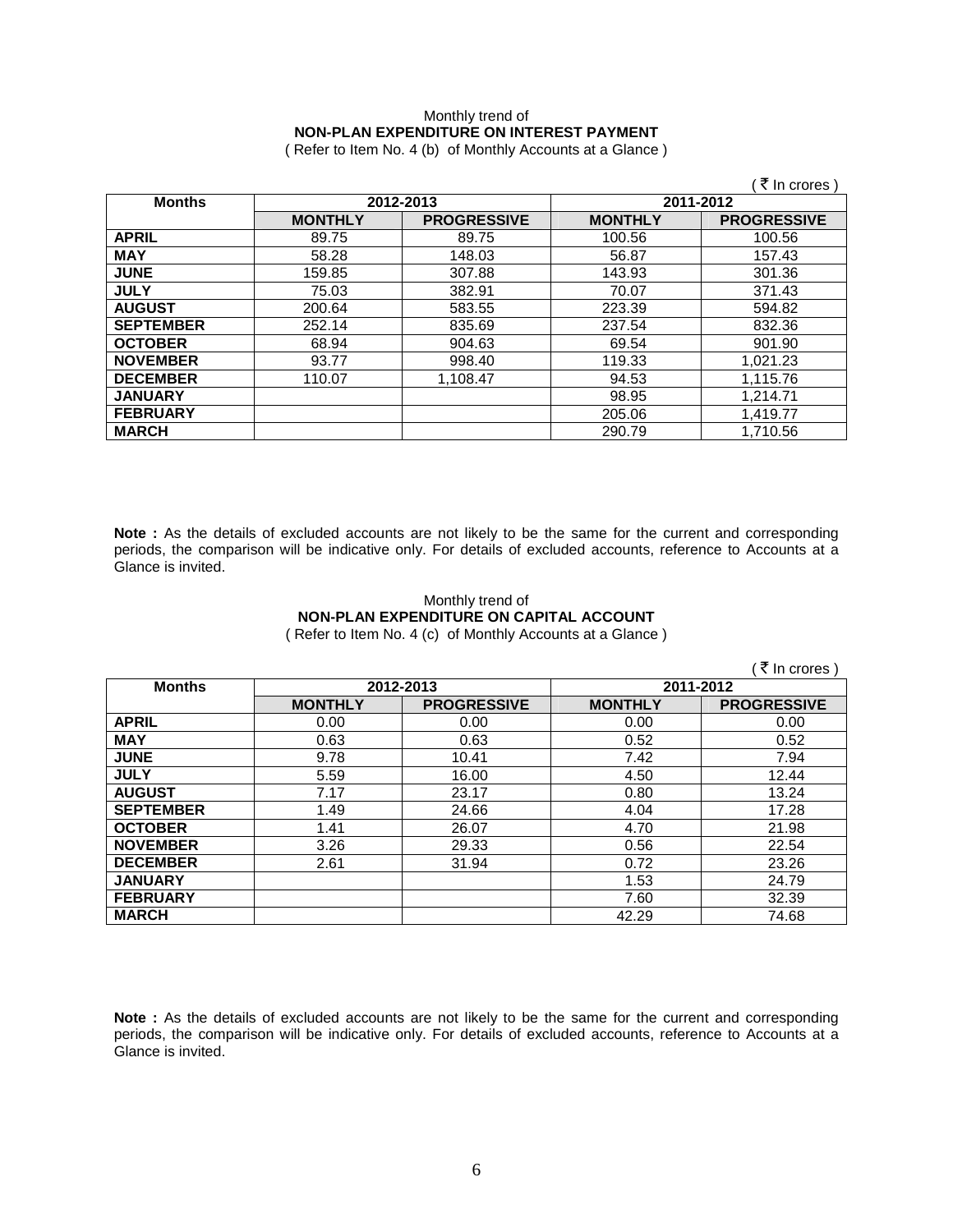Monthly trend of

**NON-PLAN EXPENDITURE ON INTEREST PAYMENT**

( Refer to Item No. 4 (b) of Monthly Accounts at a Glance )

( ₹ In crores )

| Months | 2012-2013 | | 2011-2012 | |
|---|---|---|---|---|
| | **MONTHLY** | **PROGRESSIVE** | **MONTHLY** | **PROGRESSIVE** |
| **APRIL** | 89.75 | 89.75 | 100.56 | 100.56 |
| **MAY** | 58.28 | 148.03 | 56.87 | 157.43 |
| **JUNE** | 159.85 | 307.88 | 143.93 | 301.36 |
| **JULY** | 75.03 | 382.91 | 70.07 | 371.43 |
| **AUGUST** | 200.64 | 583.55 | 223.39 | 594.82 |
| **SEPTEMBER** | 252.14 | 835.69 | 237.54 | 832.36 |
| **OCTOBER** | 68.94 | 904.63 | 69.54 | 901.90 |
| **NOVEMBER** | 93.77 | 998.40 | 119.33 | 1,021.23 |
| **DECEMBER** | 110.07 | 1,108.47 | 94.53 | 1,115.76 |
| **JANUARY** | | | 98.95 | 1,214.71 |
| **FEBRUARY** | | | 205.06 | 1,419.77 |
| **MARCH** | | | 290.79 | 1,710.56 |

**Note :** As the details of excluded accounts are not likely to be the same for the current and corresponding periods, the comparison will be indicative only. For details of excluded accounts, reference to Accounts at a Glance is invited.

Monthly trend of

**NON-PLAN EXPENDITURE ON CAPITAL ACCOUNT**

( Refer to Item No. 4 (c) of Monthly Accounts at a Glance )

( ₹ In crores )

| Months | 2012-2013 | | 2011-2012 | |
|---|---|---|---|---|
| | **MONTHLY** | **PROGRESSIVE** | **MONTHLY** | **PROGRESSIVE** |
| **APRIL** | 0.00 | 0.00 | 0.00 | 0.00 |
| **MAY** | 0.63 | 0.63 | 0.52 | 0.52 |
| **JUNE** | 9.78 | 10.41 | 7.42 | 7.94 |
| **JULY** | 5.59 | 16.00 | 4.50 | 12.44 |
| **AUGUST** | 7.17 | 23.17 | 0.80 | 13.24 |
| **SEPTEMBER** | 1.49 | 24.66 | 4.04 | 17.28 |
| **OCTOBER** | 1.41 | 26.07 | 4.70 | 21.98 |
| **NOVEMBER** | 3.26 | 29.33 | 0.56 | 22.54 |
| **DECEMBER** | 2.61 | 31.94 | 0.72 | 23.26 |
| **JANUARY** | | | 1.53 | 24.79 |
| **FEBRUARY** | | | 7.60 | 32.39 |
| **MARCH** | | | 42.29 | 74.68 |

**Note :** As the details of excluded accounts are not likely to be the same for the current and corresponding periods, the comparison will be indicative only. For details of excluded accounts, reference to Accounts at a Glance is invited.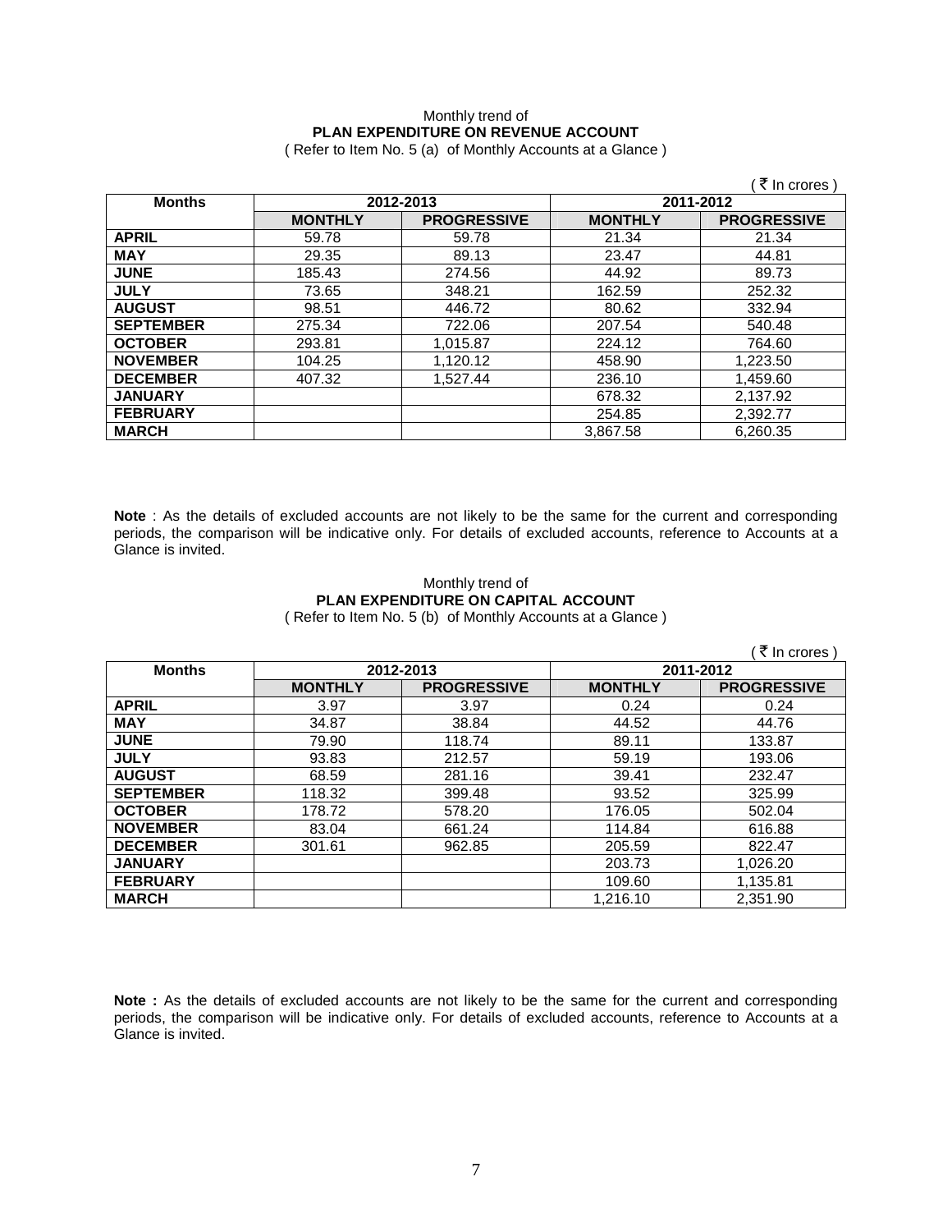Monthly trend of
**PLAN EXPENDITURE ON REVENUE ACCOUNT**
( Refer to Item No. 5 (a) of Monthly Accounts at a Glance )

( ₹ In crores )

| Months | 2012-2013 | | 2011-2012 | |
|---|---|---|---|---|
| | **MONTHLY** | **PROGRESSIVE** | **MONTHLY** | **PROGRESSIVE** |
| **APRIL** | 59.78 | 59.78 | 21.34 | 21.34 |
| **MAY** | 29.35 | 89.13 | 23.47 | 44.81 |
| **JUNE** | 185.43 | 274.56 | 44.92 | 89.73 |
| **JULY** | 73.65 | 348.21 | 162.59 | 252.32 |
| **AUGUST** | 98.51 | 446.72 | 80.62 | 332.94 |
| **SEPTEMBER** | 275.34 | 722.06 | 207.54 | 540.48 |
| **OCTOBER** | 293.81 | 1,015.87 | 224.12 | 764.60 |
| **NOVEMBER** | 104.25 | 1,120.12 | 458.90 | 1,223.50 |
| **DECEMBER** | 407.32 | 1,527.44 | 236.10 | 1,459.60 |
| **JANUARY** | | | 678.32 | 2,137.92 |
| **FEBRUARY** | | | 254.85 | 2,392.77 |
| **MARCH** | | | 3,867.58 | 6,260.35 |

**Note** : As the details of excluded accounts are not likely to be the same for the current and corresponding periods, the comparison will be indicative only. For details of excluded accounts, reference to Accounts at a Glance is invited.

Monthly trend of
**PLAN EXPENDITURE ON CAPITAL ACCOUNT**
( Refer to Item No. 5 (b) of Monthly Accounts at a Glance )

( ₹ In crores )

| Months | 2012-2013 | | 2011-2012 | |
|---|---|---|---|---|
| | **MONTHLY** | **PROGRESSIVE** | **MONTHLY** | **PROGRESSIVE** |
| **APRIL** | 3.97 | 3.97 | 0.24 | 0.24 |
| **MAY** | 34.87 | 38.84 | 44.52 | 44.76 |
| **JUNE** | 79.90 | 118.74 | 89.11 | 133.87 |
| **JULY** | 93.83 | 212.57 | 59.19 | 193.06 |
| **AUGUST** | 68.59 | 281.16 | 39.41 | 232.47 |
| **SEPTEMBER** | 118.32 | 399.48 | 93.52 | 325.99 |
| **OCTOBER** | 178.72 | 578.20 | 176.05 | 502.04 |
| **NOVEMBER** | 83.04 | 661.24 | 114.84 | 616.88 |
| **DECEMBER** | 301.61 | 962.85 | 205.59 | 822.47 |
| **JANUARY** | | | 203.73 | 1,026.20 |
| **FEBRUARY** | | | 109.60 | 1,135.81 |
| **MARCH** | | | 1,216.10 | 2,351.90 |

**Note :** As the details of excluded accounts are not likely to be the same for the current and corresponding periods, the comparison will be indicative only. For details of excluded accounts, reference to Accounts at a Glance is invited.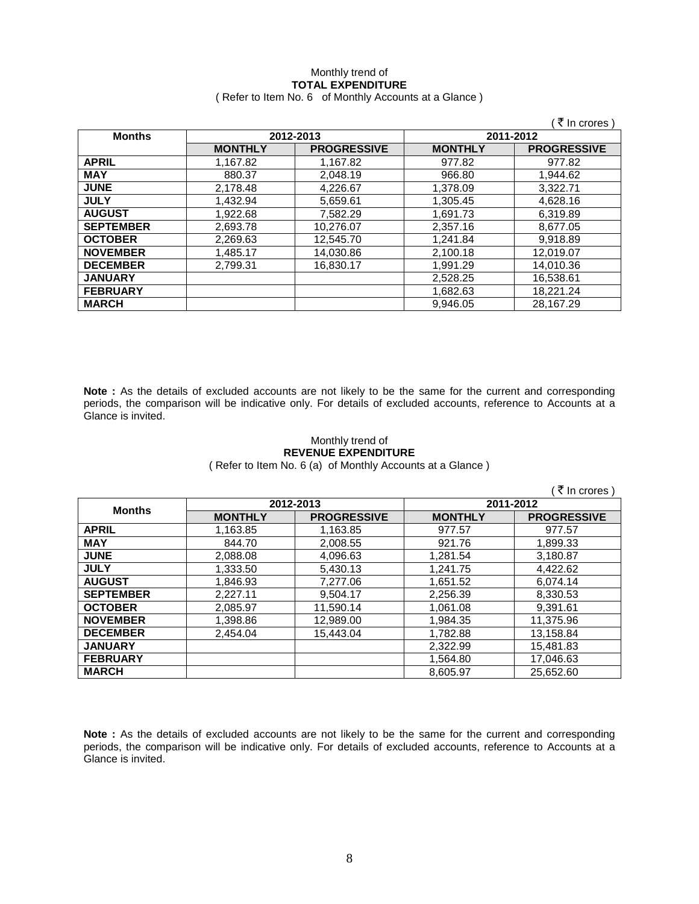Monthly trend of

**TOTAL EXPENDITURE**

( Refer to Item No. 6 of Monthly Accounts at a Glance )

( ₹ In crores )

| Months | 2012-2013 | | 2011-2012 | |
|---|---|---|---|---|
| | **MONTHLY** | **PROGRESSIVE** | **MONTHLY** | **PROGRESSIVE** |
| **APRIL** | 1,167.82 | 1,167.82 | 977.82 | 977.82 |
| **MAY** | 880.37 | 2,048.19 | 966.80 | 1,944.62 |
| **JUNE** | 2,178.48 | 4,226.67 | 1,378.09 | 3,322.71 |
| **JULY** | 1,432.94 | 5,659.61 | 1,305.45 | 4,628.16 |
| **AUGUST** | 1,922.68 | 7,582.29 | 1,691.73 | 6,319.89 |
| **SEPTEMBER** | 2,693.78 | 10,276.07 | 2,357.16 | 8,677.05 |
| **OCTOBER** | 2,269.63 | 12,545.70 | 1,241.84 | 9,918.89 |
| **NOVEMBER** | 1,485.17 | 14,030.86 | 2,100.18 | 12,019.07 |
| **DECEMBER** | 2,799.31 | 16,830.17 | 1,991.29 | 14,010.36 |
| **JANUARY** | | | 2,528.25 | 16,538.61 |
| **FEBRUARY** | | | 1,682.63 | 18,221.24 |
| **MARCH** | | | 9,946.05 | 28,167.29 |

**Note :** As the details of excluded accounts are not likely to be the same for the current and corresponding periods, the comparison will be indicative only. For details of excluded accounts, reference to Accounts at a Glance is invited.

Monthly trend of

**REVENUE EXPENDITURE**

( Refer to Item No. 6 (a) of Monthly Accounts at a Glance )

( ₹ In crores )

| Months | 2012-2013 | | 2011-2012 | |
|---|---|---|---|---|
| | **MONTHLY** | **PROGRESSIVE** | **MONTHLY** | **PROGRESSIVE** |
| **APRIL** | 1,163.85 | 1,163.85 | 977.57 | 977.57 |
| **MAY** | 844.70 | 2,008.55 | 921.76 | 1,899.33 |
| **JUNE** | 2,088.08 | 4,096.63 | 1,281.54 | 3,180.87 |
| **JULY** | 1,333.50 | 5,430.13 | 1,241.75 | 4,422.62 |
| **AUGUST** | 1,846.93 | 7,277.06 | 1,651.52 | 6,074.14 |
| **SEPTEMBER** | 2,227.11 | 9,504.17 | 2,256.39 | 8,330.53 |
| **OCTOBER** | 2,085.97 | 11,590.14 | 1,061.08 | 9,391.61 |
| **NOVEMBER** | 1,398.86 | 12,989.00 | 1,984.35 | 11,375.96 |
| **DECEMBER** | 2,454.04 | 15,443.04 | 1,782.88 | 13,158.84 |
| **JANUARY** | | | 2,322.99 | 15,481.83 |
| **FEBRUARY** | | | 1,564.80 | 17,046.63 |
| **MARCH** | | | 8,605.97 | 25,652.60 |

**Note :** As the details of excluded accounts are not likely to be the same for the current and corresponding periods, the comparison will be indicative only. For details of excluded accounts, reference to Accounts at a Glance is invited.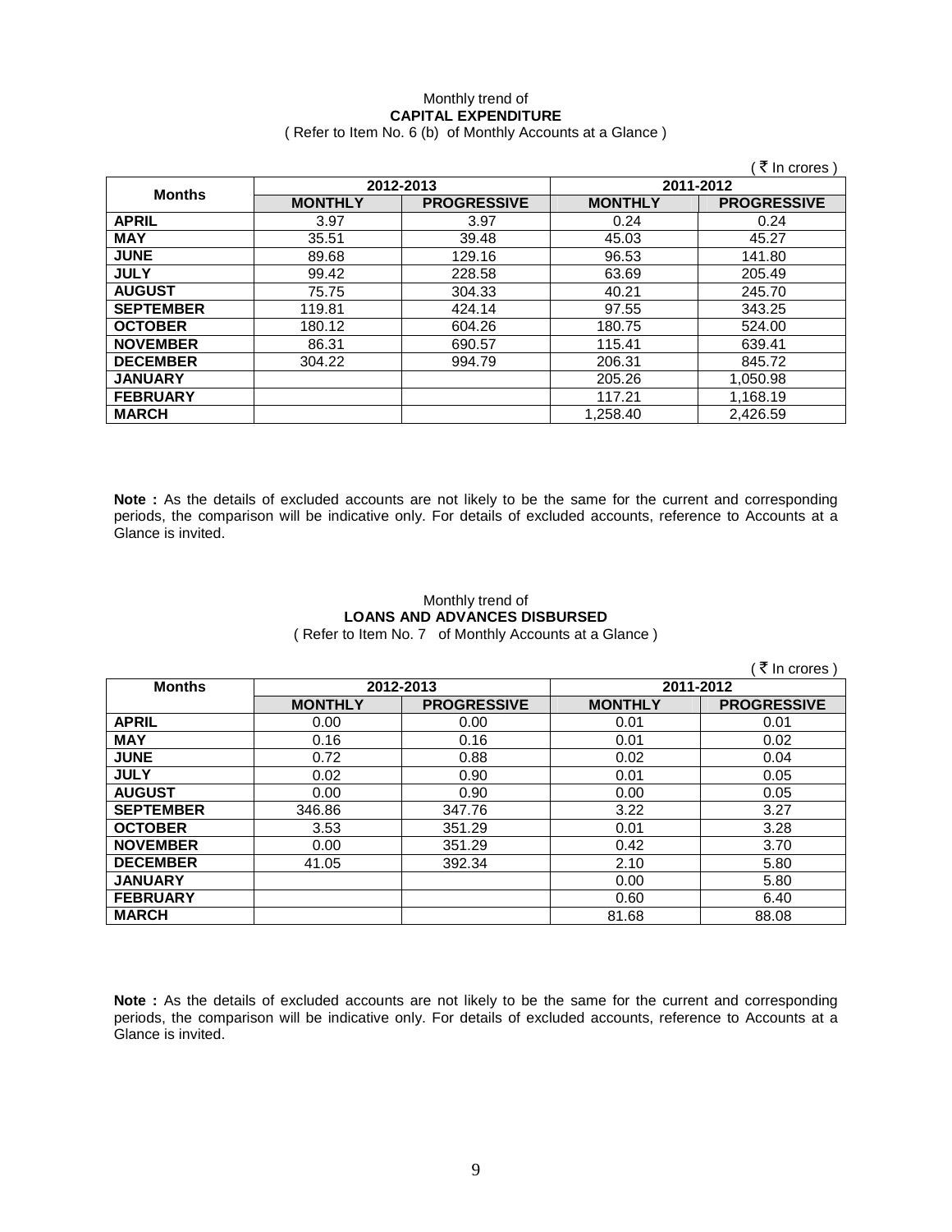Monthly trend of

**CAPITAL EXPENDITURE**

( Refer to Item No. 6 (b) of Monthly Accounts at a Glance )

( ₹ In crores )

| Months | 2012-2013 | | 2011-2012 | |
|---|---|---|---|---|
| | **MONTHLY** | **PROGRESSIVE** | **MONTHLY** | **PROGRESSIVE** |
| **APRIL** | 3.97 | 3.97 | 0.24 | 0.24 |
| **MAY** | 35.51 | 39.48 | 45.03 | 45.27 |
| **JUNE** | 89.68 | 129.16 | 96.53 | 141.80 |
| **JULY** | 99.42 | 228.58 | 63.69 | 205.49 |
| **AUGUST** | 75.75 | 304.33 | 40.21 | 245.70 |
| **SEPTEMBER** | 119.81 | 424.14 | 97.55 | 343.25 |
| **OCTOBER** | 180.12 | 604.26 | 180.75 | 524.00 |
| **NOVEMBER** | 86.31 | 690.57 | 115.41 | 639.41 |
| **DECEMBER** | 304.22 | 994.79 | 206.31 | 845.72 |
| **JANUARY** | | | 205.26 | 1,050.98 |
| **FEBRUARY** | | | 117.21 | 1,168.19 |
| **MARCH** | | | 1,258.40 | 2,426.59 |

**Note :** As the details of excluded accounts are not likely to be the same for the current and corresponding periods, the comparison will be indicative only. For details of excluded accounts, reference to Accounts at a Glance is invited.

Monthly trend of

**LOANS AND ADVANCES DISBURSED**

( Refer to Item No. 7 of Monthly Accounts at a Glance )

( ₹ In crores )

| Months | 2012-2013 | | 2011-2012 | |
|---|---|---|---|---|
| | **MONTHLY** | **PROGRESSIVE** | **MONTHLY** | **PROGRESSIVE** |
| **APRIL** | 0.00 | 0.00 | 0.01 | 0.01 |
| **MAY** | 0.16 | 0.16 | 0.01 | 0.02 |
| **JUNE** | 0.72 | 0.88 | 0.02 | 0.04 |
| **JULY** | 0.02 | 0.90 | 0.01 | 0.05 |
| **AUGUST** | 0.00 | 0.90 | 0.00 | 0.05 |
| **SEPTEMBER** | 346.86 | 347.76 | 3.22 | 3.27 |
| **OCTOBER** | 3.53 | 351.29 | 0.01 | 3.28 |
| **NOVEMBER** | 0.00 | 351.29 | 0.42 | 3.70 |
| **DECEMBER** | 41.05 | 392.34 | 2.10 | 5.80 |
| **JANUARY** | | | 0.00 | 5.80 |
| **FEBRUARY** | | | 0.60 | 6.40 |
| **MARCH** | | | 81.68 | 88.08 |

**Note :** As the details of excluded accounts are not likely to be the same for the current and corresponding periods, the comparison will be indicative only. For details of excluded accounts, reference to Accounts at a Glance is invited.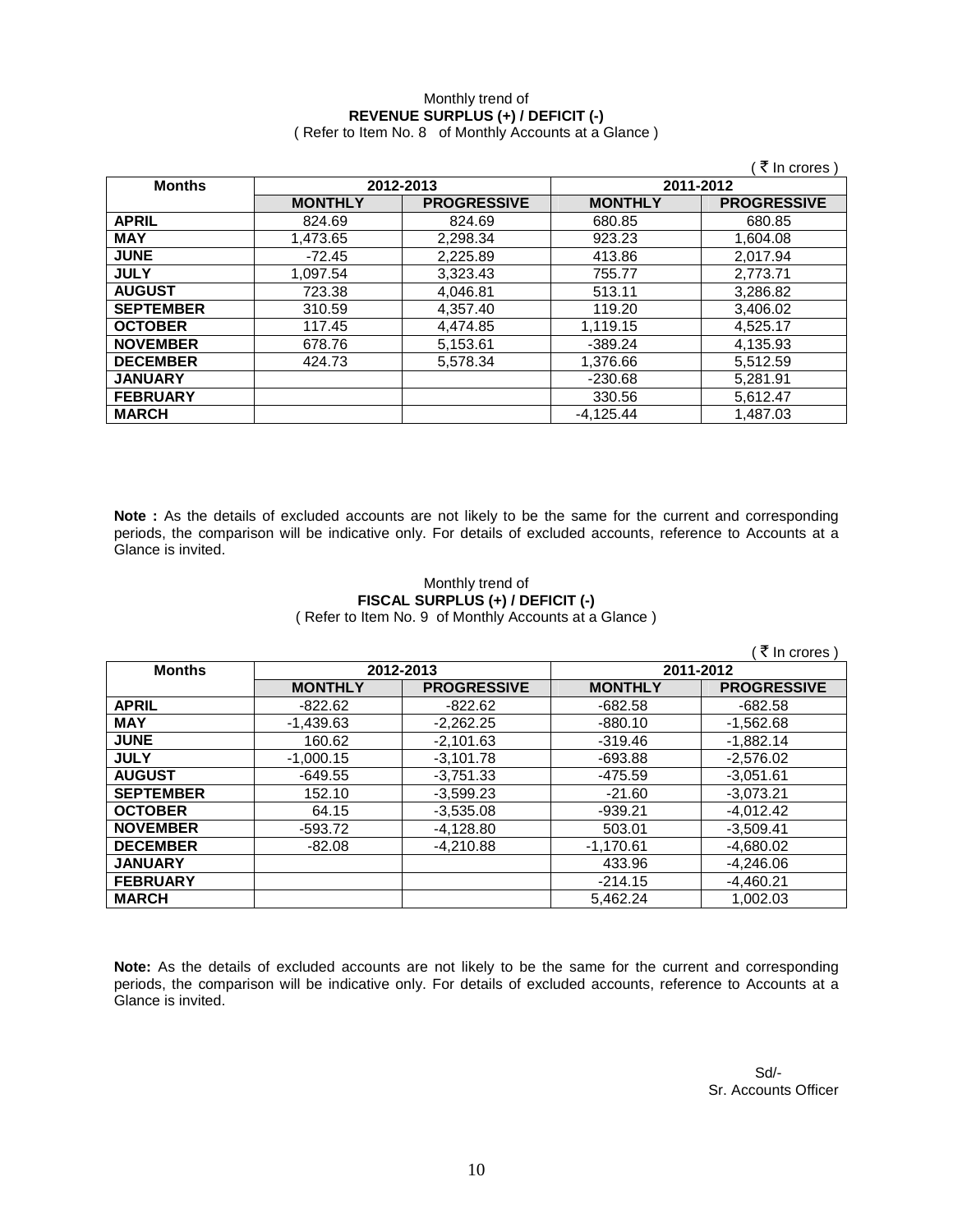Monthly trend of

**REVENUE SURPLUS (+) / DEFICIT (-)**

( Refer to Item No. 8 of Monthly Accounts at a Glance )

( ₹ In crores )

| Months | 2012-2013 | | 2011-2012 | |
|---|---|---|---|---|
| | MONTHLY | PROGRESSIVE | MONTHLY | PROGRESSIVE |
| APRIL | 824.69 | 824.69 | 680.85 | 680.85 |
| MAY | 1,473.65 | 2,298.34 | 923.23 | 1,604.08 |
| JUNE | -72.45 | 2,225.89 | 413.86 | 2,017.94 |
| JULY | 1,097.54 | 3,323.43 | 755.77 | 2,773.71 |
| AUGUST | 723.38 | 4,046.81 | 513.11 | 3,286.82 |
| SEPTEMBER | 310.59 | 4,357.40 | 119.20 | 3,406.02 |
| OCTOBER | 117.45 | 4,474.85 | 1,119.15 | 4,525.17 |
| NOVEMBER | 678.76 | 5,153.61 | -389.24 | 4,135.93 |
| DECEMBER | 424.73 | 5,578.34 | 1,376.66 | 5,512.59 |
| JANUARY | | | -230.68 | 5,281.91 |
| FEBRUARY | | | 330.56 | 5,612.47 |
| MARCH | | | -4,125.44 | 1,487.03 |

**Note :** As the details of excluded accounts are not likely to be the same for the current and corresponding periods, the comparison will be indicative only. For details of excluded accounts, reference to Accounts at a Glance is invited.

Monthly trend of

**FISCAL SURPLUS (+) / DEFICIT (-)**

( Refer to Item No. 9 of Monthly Accounts at a Glance )

( ₹ In crores )

| Months | 2012-2013 | | 2011-2012 | |
|---|---|---|---|---|
| | MONTHLY | PROGRESSIVE | MONTHLY | PROGRESSIVE |
| APRIL | -822.62 | -822.62 | -682.58 | -682.58 |
| MAY | -1,439.63 | -2,262.25 | -880.10 | -1,562.68 |
| JUNE | 160.62 | -2,101.63 | -319.46 | -1,882.14 |
| JULY | -1,000.15 | -3,101.78 | -693.88 | -2,576.02 |
| AUGUST | -649.55 | -3,751.33 | -475.59 | -3,051.61 |
| SEPTEMBER | 152.10 | -3,599.23 | -21.60 | -3,073.21 |
| OCTOBER | 64.15 | -3,535.08 | -939.21 | -4,012.42 |
| NOVEMBER | -593.72 | -4,128.80 | 503.01 | -3,509.41 |
| DECEMBER | -82.08 | -4,210.88 | -1,170.61 | -4,680.02 |
| JANUARY | | | 433.96 | -4,246.06 |
| FEBRUARY | | | -214.15 | -4,460.21 |
| MARCH | | | 5,462.24 | 1,002.03 |

**Note:** As the details of excluded accounts are not likely to be the same for the current and corresponding periods, the comparison will be indicative only. For details of excluded accounts, reference to Accounts at a Glance is invited.

Sd/-

Sr. Accounts Officer